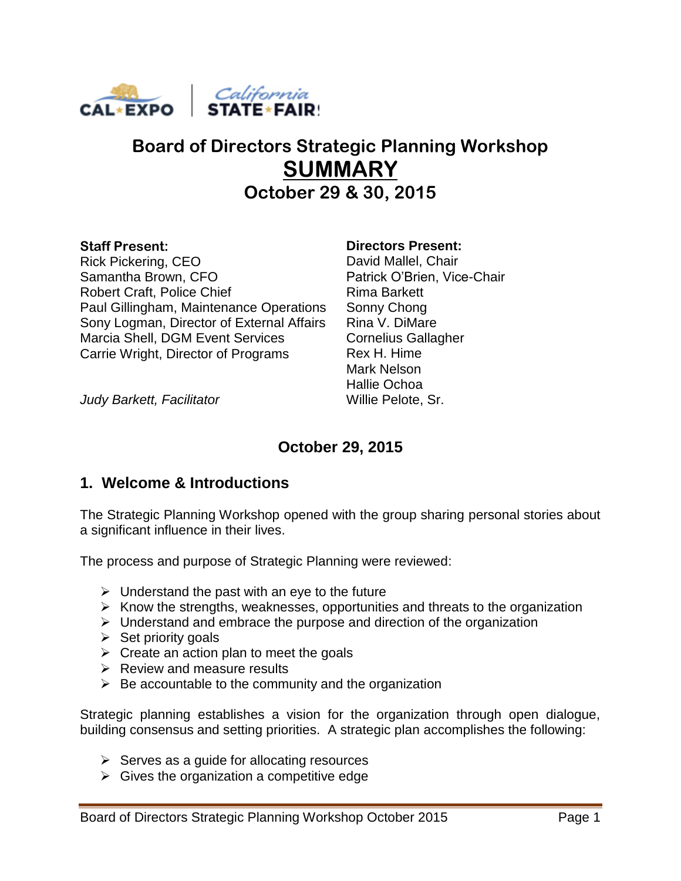# Board of Directors Strategic Planning Workshop

## SUMMARY

## October 29 & 30, 2015

**Staff Present:**
Rick Pickering, CEO
Samantha Brown, CFO
Robert Craft, Police Chief
Paul Gillingham, Maintenance Operations
Sony Logman, Director of External Affairs
Marcia Shell, DGM Event Services
Carrie Wright, Director of Programs

*Judy Barkett, Facilitator*

**Directors Present:**
David Mallel, Chair
Patrick O'Brien, Vice-Chair
Rima Barkett
Sonny Chong
Rina V. DiMare
Cornelius Gallagher
Rex H. Hime
Mark Nelson
Hallie Ochoa
Willie Pelote, Sr.

### October 29, 2015

## 1. Welcome & Introductions

The Strategic Planning Workshop opened with the group sharing personal stories about a significant influence in their lives.

The process and purpose of Strategic Planning were reviewed:

- Understand the past with an eye to the future
- Know the strengths, weaknesses, opportunities and threats to the organization
- Understand and embrace the purpose and direction of the organization
- Set priority goals
- Create an action plan to meet the goals
- Review and measure results
- Be accountable to the community and the organization

Strategic planning establishes a vision for the organization through open dialogue, building consensus and setting priorities. A strategic plan accomplishes the following:

- Serves as a guide for allocating resources
- Gives the organization a competitive edge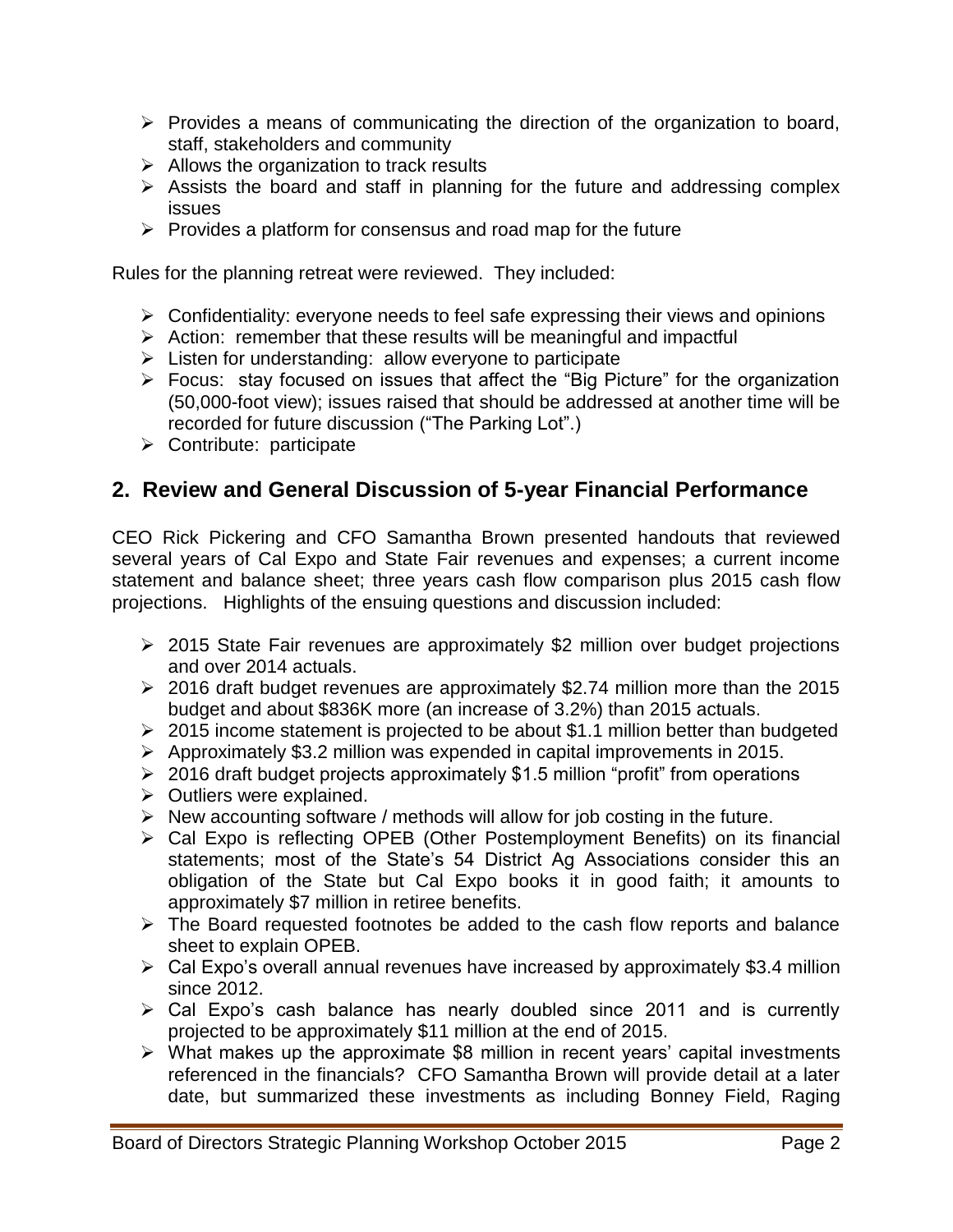- Provides a means of communicating the direction of the organization to board, staff, stakeholders and community
- Allows the organization to track results
- Assists the board and staff in planning for the future and addressing complex issues
- Provides a platform for consensus and road map for the future

Rules for the planning retreat were reviewed. They included:

- Confidentiality: everyone needs to feel safe expressing their views and opinions
- Action: remember that these results will be meaningful and impactful
- Listen for understanding: allow everyone to participate
- Focus: stay focused on issues that affect the "Big Picture" for the organization (50,000-foot view); issues raised that should be addressed at another time will be recorded for future discussion ("The Parking Lot".)
- Contribute: participate

## 2. Review and General Discussion of 5-year Financial Performance

CEO Rick Pickering and CFO Samantha Brown presented handouts that reviewed several years of Cal Expo and State Fair revenues and expenses; a current income statement and balance sheet; three years cash flow comparison plus 2015 cash flow projections. Highlights of the ensuing questions and discussion included:

- 2015 State Fair revenues are approximately $2 million over budget projections and over 2014 actuals.
- 2016 draft budget revenues are approximately $2.74 million more than the 2015 budget and about $836K more (an increase of 3.2%) than 2015 actuals.
- 2015 income statement is projected to be about $1.1 million better than budgeted
- Approximately $3.2 million was expended in capital improvements in 2015.
- 2016 draft budget projects approximately $1.5 million "profit" from operations
- Outliers were explained.
- New accounting software / methods will allow for job costing in the future.
- Cal Expo is reflecting OPEB (Other Postemployment Benefits) on its financial statements; most of the State's 54 District Ag Associations consider this an obligation of the State but Cal Expo books it in good faith; it amounts to approximately $7 million in retiree benefits.
- The Board requested footnotes be added to the cash flow reports and balance sheet to explain OPEB.
- Cal Expo's overall annual revenues have increased by approximately $3.4 million since 2012.
- Cal Expo's cash balance has nearly doubled since 2011 and is currently projected to be approximately $11 million at the end of 2015.
- What makes up the approximate $8 million in recent years' capital investments referenced in the financials? CFO Samantha Brown will provide detail at a later date, but summarized these investments as including Bonney Field, Raging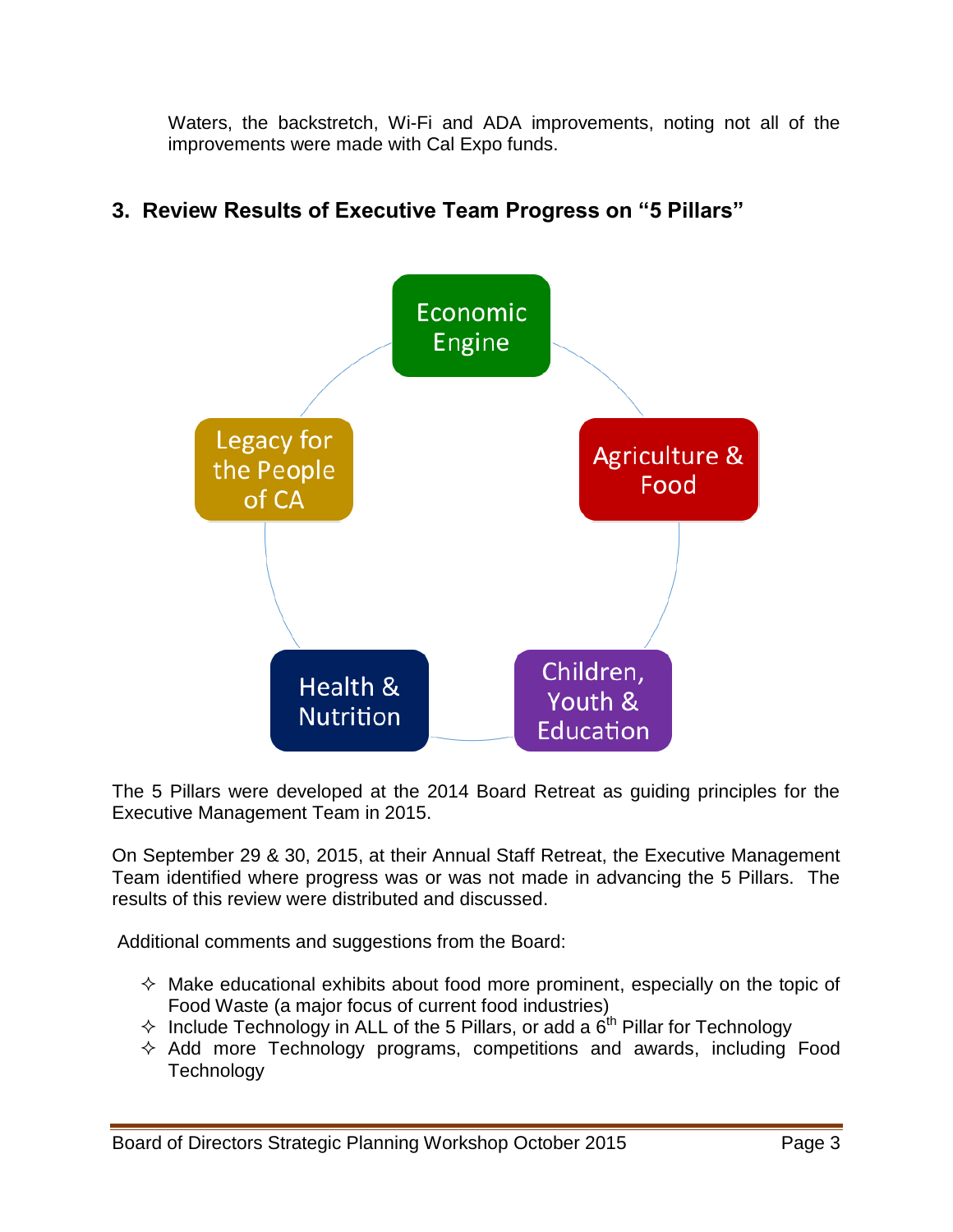Waters, the backstretch, Wi-Fi and ADA improvements, noting not all of the improvements were made with Cal Expo funds.

## 3. Review Results of Executive Team Progress on "5 Pillars"

- Economic Engine
- Agriculture & Food
- Children, Youth & Education
- Health & Nutrition
- Legacy for the People of CA

The 5 Pillars were developed at the 2014 Board Retreat as guiding principles for the Executive Management Team in 2015.

On September 29 & 30, 2015, at their Annual Staff Retreat, the Executive Management Team identified where progress was or was not made in advancing the 5 Pillars. The results of this review were distributed and discussed.

Additional comments and suggestions from the Board:

- ✧ Make educational exhibits about food more prominent, especially on the topic of Food Waste (a major focus of current food industries)
- ✧ Include Technology in ALL of the 5 Pillars, or add a 6th Pillar for Technology
- ✧ Add more Technology programs, competitions and awards, including Food Technology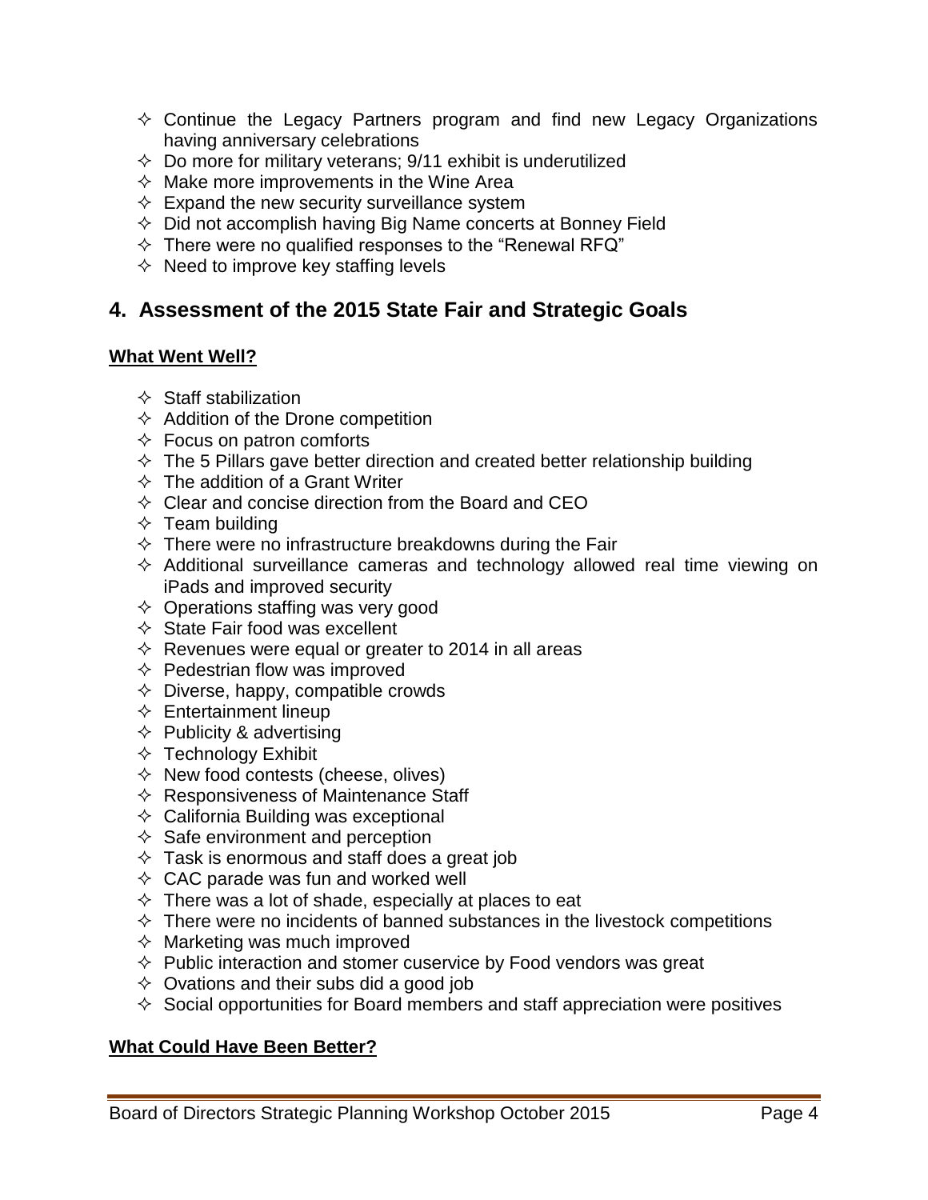- Continue the Legacy Partners program and find new Legacy Organizations having anniversary celebrations
- Do more for military veterans; 9/11 exhibit is underutilized
- Make more improvements in the Wine Area
- Expand the new security surveillance system
- Did not accomplish having Big Name concerts at Bonney Field
- There were no qualified responses to the "Renewal RFQ"
- Need to improve key staffing levels

## 4. Assessment of the 2015 State Fair and Strategic Goals

**What Went Well?**

- Staff stabilization
- Addition of the Drone competition
- Focus on patron comforts
- The 5 Pillars gave better direction and created better relationship building
- The addition of a Grant Writer
- Clear and concise direction from the Board and CEO
- Team building
- There were no infrastructure breakdowns during the Fair
- Additional surveillance cameras and technology allowed real time viewing on iPads and improved security
- Operations staffing was very good
- State Fair food was excellent
- Revenues were equal or greater to 2014 in all areas
- Pedestrian flow was improved
- Diverse, happy, compatible crowds
- Entertainment lineup
- Publicity & advertising
- Technology Exhibit
- New food contests (cheese, olives)
- Responsiveness of Maintenance Staff
- California Building was exceptional
- Safe environment and perception
- Task is enormous and staff does a great job
- CAC parade was fun and worked well
- There was a lot of shade, especially at places to eat
- There were no incidents of banned substances in the livestock competitions
- Marketing was much improved
- Public interaction and stomer cuservice by Food vendors was great
- Ovations and their subs did a good job
- Social opportunities for Board members and staff appreciation were positives

**What Could Have Been Better?**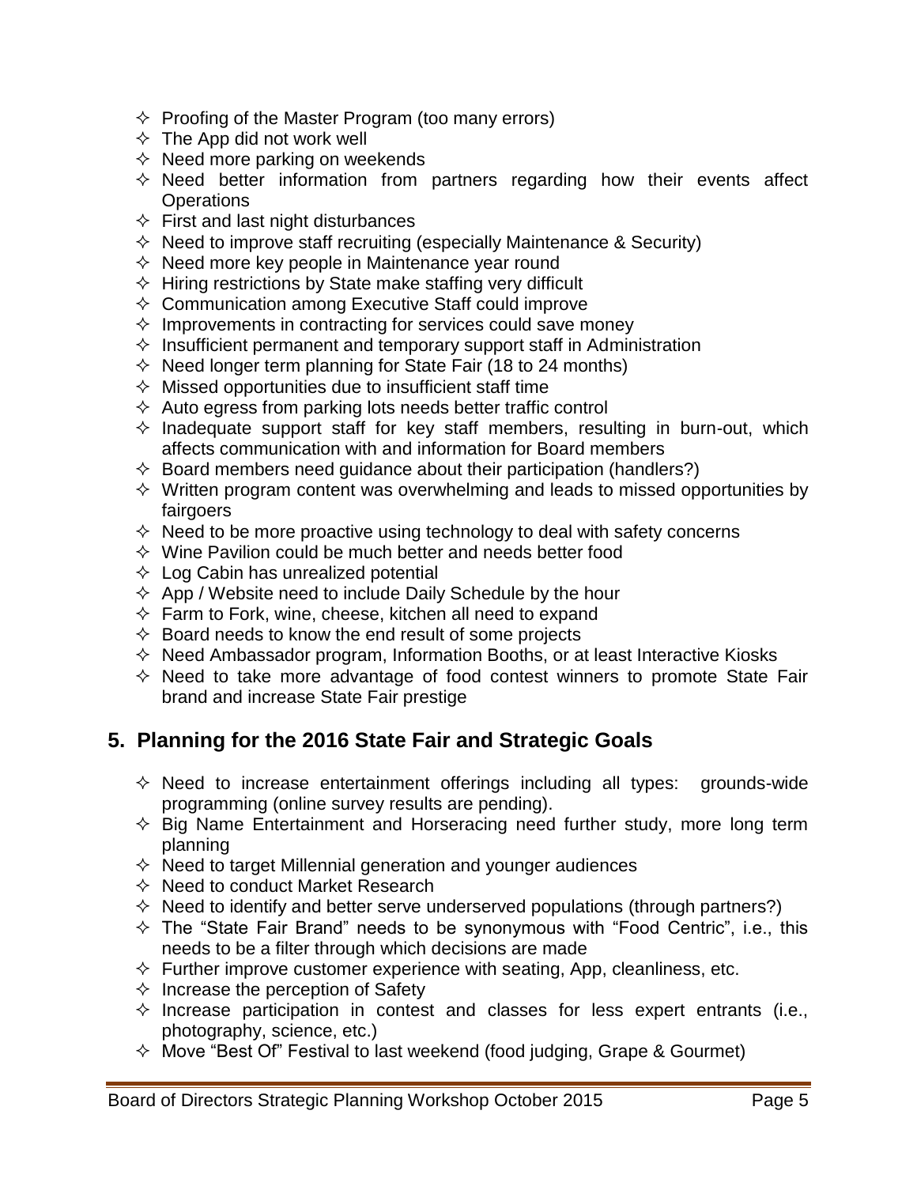- Proofing of the Master Program (too many errors)
- The App did not work well
- Need more parking on weekends
- Need better information from partners regarding how their events affect Operations
- First and last night disturbances
- Need to improve staff recruiting (especially Maintenance & Security)
- Need more key people in Maintenance year round
- Hiring restrictions by State make staffing very difficult
- Communication among Executive Staff could improve
- Improvements in contracting for services could save money
- Insufficient permanent and temporary support staff in Administration
- Need longer term planning for State Fair (18 to 24 months)
- Missed opportunities due to insufficient staff time
- Auto egress from parking lots needs better traffic control
- Inadequate support staff for key staff members, resulting in burn-out, which affects communication with and information for Board members
- Board members need guidance about their participation (handlers?)
- Written program content was overwhelming and leads to missed opportunities by fairgoers
- Need to be more proactive using technology to deal with safety concerns
- Wine Pavilion could be much better and needs better food
- Log Cabin has unrealized potential
- App / Website need to include Daily Schedule by the hour
- Farm to Fork, wine, cheese, kitchen all need to expand
- Board needs to know the end result of some projects
- Need Ambassador program, Information Booths, or at least Interactive Kiosks
- Need to take more advantage of food contest winners to promote State Fair brand and increase State Fair prestige

## 5. Planning for the 2016 State Fair and Strategic Goals

- Need to increase entertainment offerings including all types: grounds-wide programming (online survey results are pending).
- Big Name Entertainment and Horseracing need further study, more long term planning
- Need to target Millennial generation and younger audiences
- Need to conduct Market Research
- Need to identify and better serve underserved populations (through partners?)
- The "State Fair Brand" needs to be synonymous with "Food Centric", i.e., this needs to be a filter through which decisions are made
- Further improve customer experience with seating, App, cleanliness, etc.
- Increase the perception of Safety
- Increase participation in contest and classes for less expert entrants (i.e., photography, science, etc.)
- Move "Best Of" Festival to last weekend (food judging, Grape & Gourmet)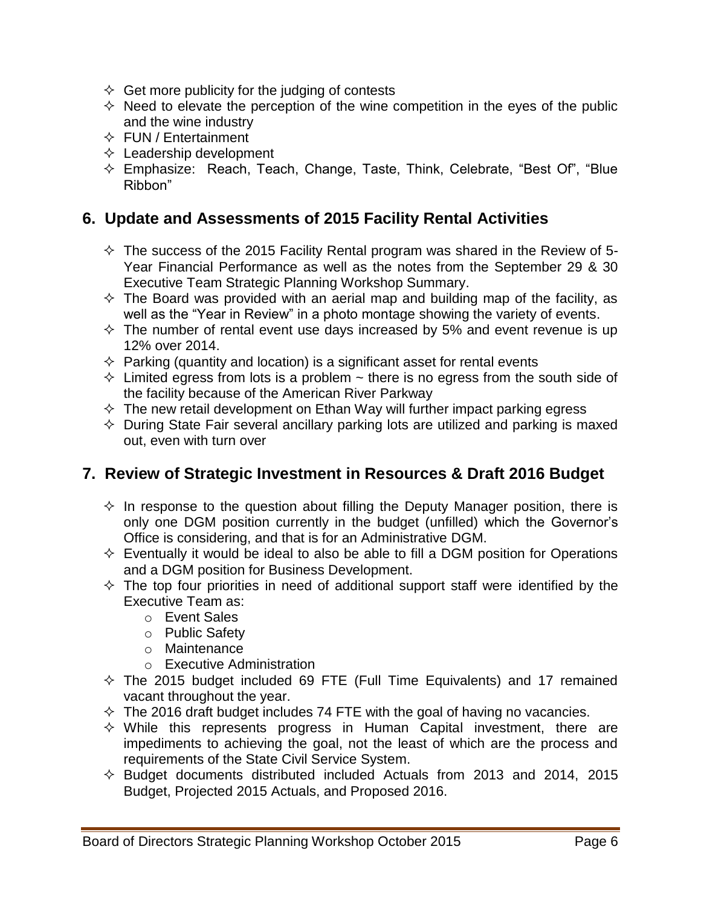- Get more publicity for the judging of contests
- Need to elevate the perception of the wine competition in the eyes of the public and the wine industry
- FUN / Entertainment
- Leadership development
- Emphasize: Reach, Teach, Change, Taste, Think, Celebrate, "Best Of", "Blue Ribbon"

## 6. Update and Assessments of 2015 Facility Rental Activities

- The success of the 2015 Facility Rental program was shared in the Review of 5-Year Financial Performance as well as the notes from the September 29 & 30 Executive Team Strategic Planning Workshop Summary.
- The Board was provided with an aerial map and building map of the facility, as well as the "Year in Review" in a photo montage showing the variety of events.
- The number of rental event use days increased by 5% and event revenue is up 12% over 2014.
- Parking (quantity and location) is a significant asset for rental events
- Limited egress from lots is a problem ~ there is no egress from the south side of the facility because of the American River Parkway
- The new retail development on Ethan Way will further impact parking egress
- During State Fair several ancillary parking lots are utilized and parking is maxed out, even with turn over

## 7. Review of Strategic Investment in Resources & Draft 2016 Budget

- In response to the question about filling the Deputy Manager position, there is only one DGM position currently in the budget (unfilled) which the Governor's Office is considering, and that is for an Administrative DGM.
- Eventually it would be ideal to also be able to fill a DGM position for Operations and a DGM position for Business Development.
- The top four priorities in need of additional support staff were identified by the Executive Team as:
  - Event Sales
  - Public Safety
  - Maintenance
  - Executive Administration
- The 2015 budget included 69 FTE (Full Time Equivalents) and 17 remained vacant throughout the year.
- The 2016 draft budget includes 74 FTE with the goal of having no vacancies.
- While this represents progress in Human Capital investment, there are impediments to achieving the goal, not the least of which are the process and requirements of the State Civil Service System.
- Budget documents distributed included Actuals from 2013 and 2014, 2015 Budget, Projected 2015 Actuals, and Proposed 2016.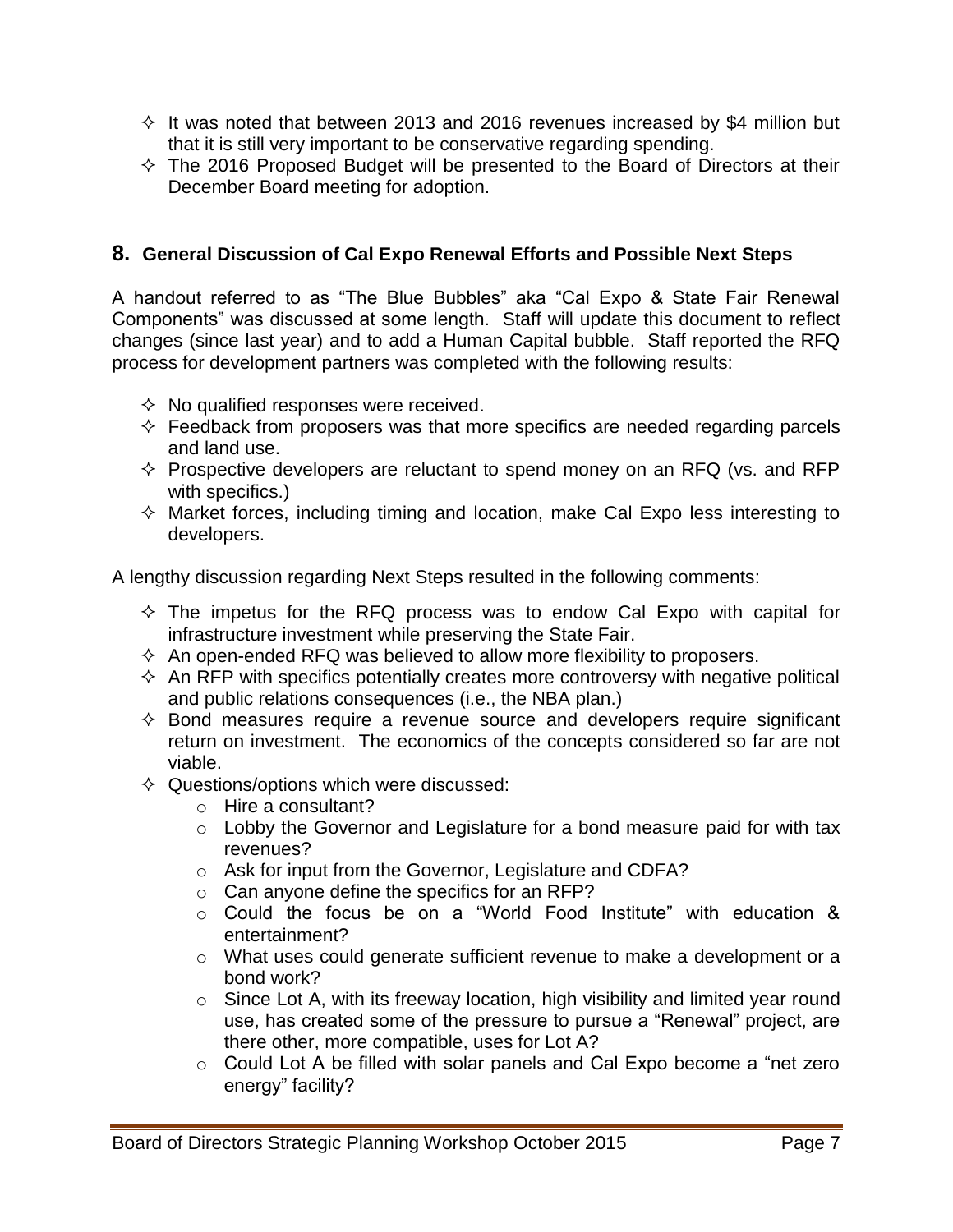- It was noted that between 2013 and 2016 revenues increased by $4 million but that it is still very important to be conservative regarding spending.
- The 2016 Proposed Budget will be presented to the Board of Directors at their December Board meeting for adoption.

## 8. General Discussion of Cal Expo Renewal Efforts and Possible Next Steps

A handout referred to as "The Blue Bubbles" aka "Cal Expo & State Fair Renewal Components" was discussed at some length. Staff will update this document to reflect changes (since last year) and to add a Human Capital bubble. Staff reported the RFQ process for development partners was completed with the following results:

- No qualified responses were received.
- Feedback from proposers was that more specifics are needed regarding parcels and land use.
- Prospective developers are reluctant to spend money on an RFQ (vs. and RFP with specifics.)
- Market forces, including timing and location, make Cal Expo less interesting to developers.

A lengthy discussion regarding Next Steps resulted in the following comments:

- The impetus for the RFQ process was to endow Cal Expo with capital for infrastructure investment while preserving the State Fair.
- An open-ended RFQ was believed to allow more flexibility to proposers.
- An RFP with specifics potentially creates more controversy with negative political and public relations consequences (i.e., the NBA plan.)
- Bond measures require a revenue source and developers require significant return on investment. The economics of the concepts considered so far are not viable.
- Questions/options which were discussed:
  - Hire a consultant?
  - Lobby the Governor and Legislature for a bond measure paid for with tax revenues?
  - Ask for input from the Governor, Legislature and CDFA?
  - Can anyone define the specifics for an RFP?
  - Could the focus be on a "World Food Institute" with education & entertainment?
  - What uses could generate sufficient revenue to make a development or a bond work?
  - Since Lot A, with its freeway location, high visibility and limited year round use, has created some of the pressure to pursue a "Renewal" project, are there other, more compatible, uses for Lot A?
  - Could Lot A be filled with solar panels and Cal Expo become a "net zero energy" facility?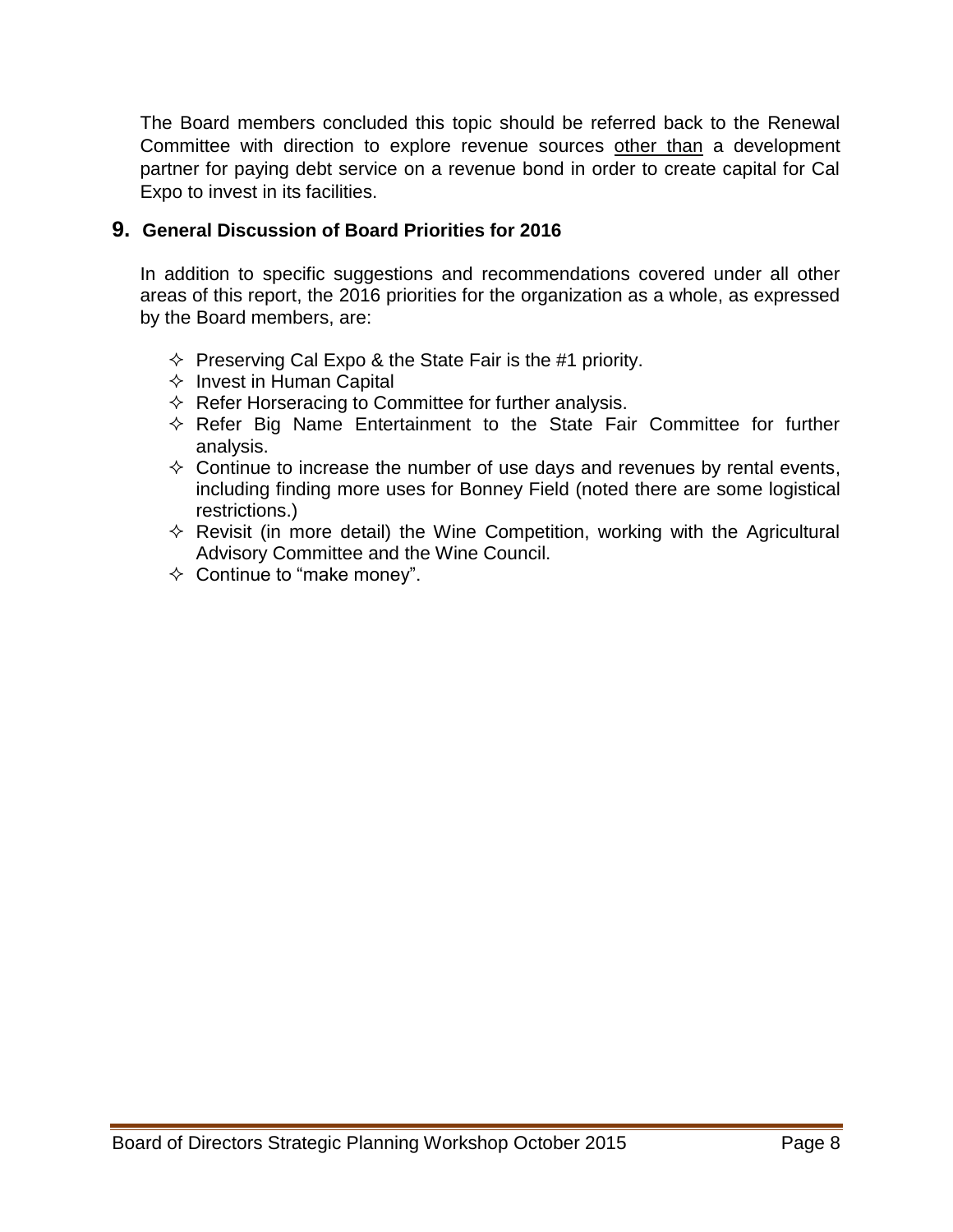The Board members concluded this topic should be referred back to the Renewal Committee with direction to explore revenue sources other than a development partner for paying debt service on a revenue bond in order to create capital for Cal Expo to invest in its facilities.

## 9. General Discussion of Board Priorities for 2016

In addition to specific suggestions and recommendations covered under all other areas of this report, the 2016 priorities for the organization as a whole, as expressed by the Board members, are:

- Preserving Cal Expo & the State Fair is the #1 priority.
- Invest in Human Capital
- Refer Horseracing to Committee for further analysis.
- Refer Big Name Entertainment to the State Fair Committee for further analysis.
- Continue to increase the number of use days and revenues by rental events, including finding more uses for Bonney Field (noted there are some logistical restrictions.)
- Revisit (in more detail) the Wine Competition, working with the Agricultural Advisory Committee and the Wine Council.
- Continue to "make money".